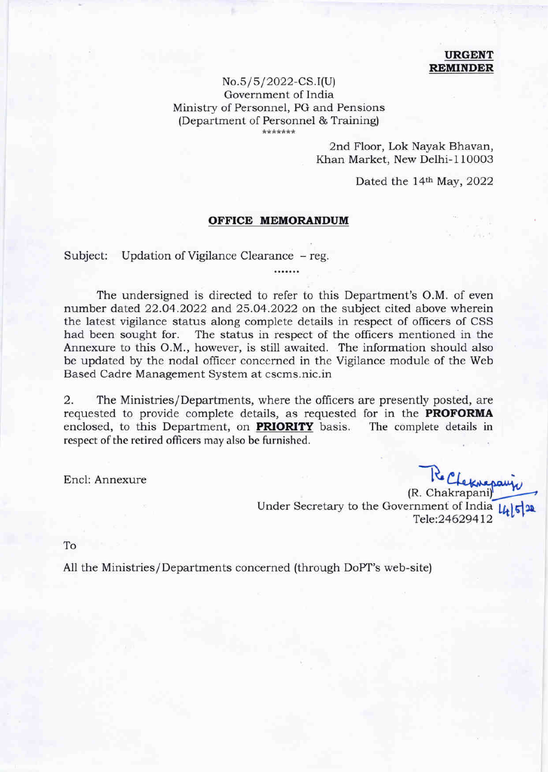**URGENT**
**REMINDER**

No.5/5/2022-CS.I(U)
Government of India
Ministry of Personnel, PG and Pensions
(Department of Personnel & Training)
*******

2nd Floor, Lok Nayak Bhavan,
Khan Market, New Delhi-110003

Dated the 14th May, 2022

## OFFICE MEMORANDUM

Subject: Updation of Vigilance Clearance – reg.

.......

The undersigned is directed to refer to this Department's O.M. of even number dated 22.04.2022 and 25.04.2022 on the subject cited above wherein the latest vigilance status along complete details in respect of officers of CSS had been sought for. The status in respect of the officers mentioned in the Annexure to this O.M., however, is still awaited. The information should also be updated by the nodal officer concerned in the Vigilance module of the Web Based Cadre Management System at cscms.nic.in

2. The Ministries/Departments, where the officers are presently posted, are requested to provide complete details, as requested for in the **PROFORMA** enclosed, to this Department, on **PRIORITY** basis. The complete details in respect of the retired officers may also be furnished.

Encl: Annexure

(R. Chakrapani) 14/5/22
Under Secretary to the Government of India
Tele:24629412

To

All the Ministries/Departments concerned (through DoPT's web-site)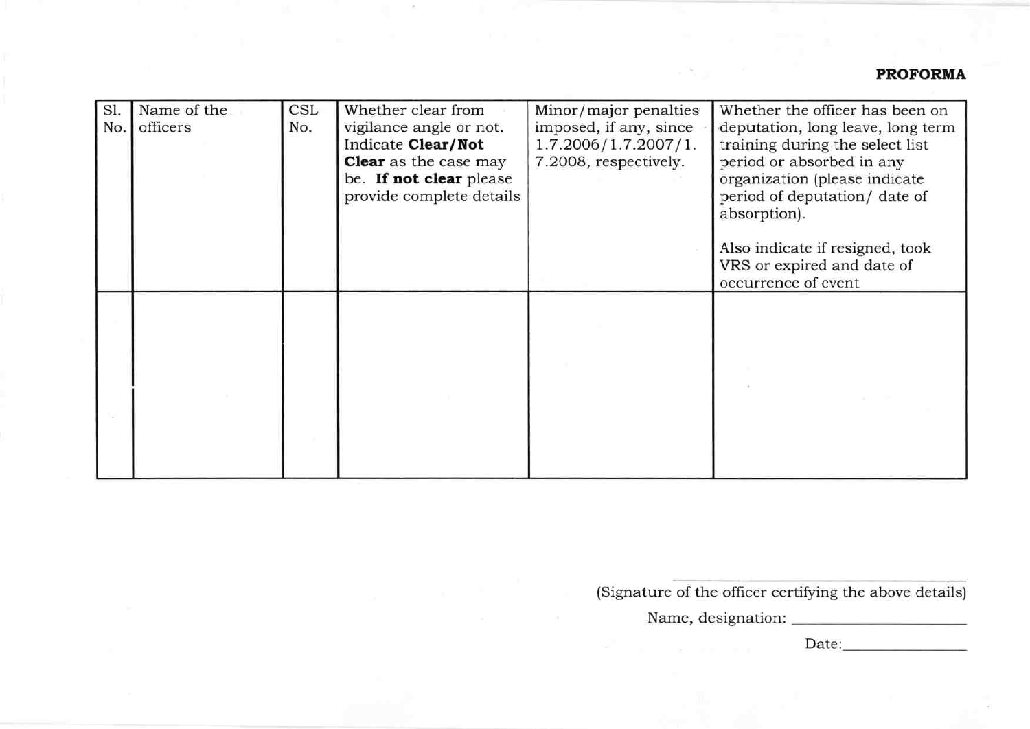**PROFORMA**

| Sl. No. | Name of the officers | CSL No. | Whether clear from vigilance angle or not. Indicate **Clear/Not Clear** as the case may be. **If not clear** please provide complete details | Minor/major penalties imposed, if any, since 1.7.2006/1.7.2007/1.7.2008, respectively. | Whether the officer has been on deputation, long leave, long term training during the select list period or absorbed in any organization (please indicate period of deputation/ date of absorption).<br><br>Also indicate if resigned, took VRS or expired and date of occurrence of event |
|---|---|---|---|---|---|
| | | | | | |

(Signature of the officer certifying the above details)

Name, designation: ____________________

Date: ______________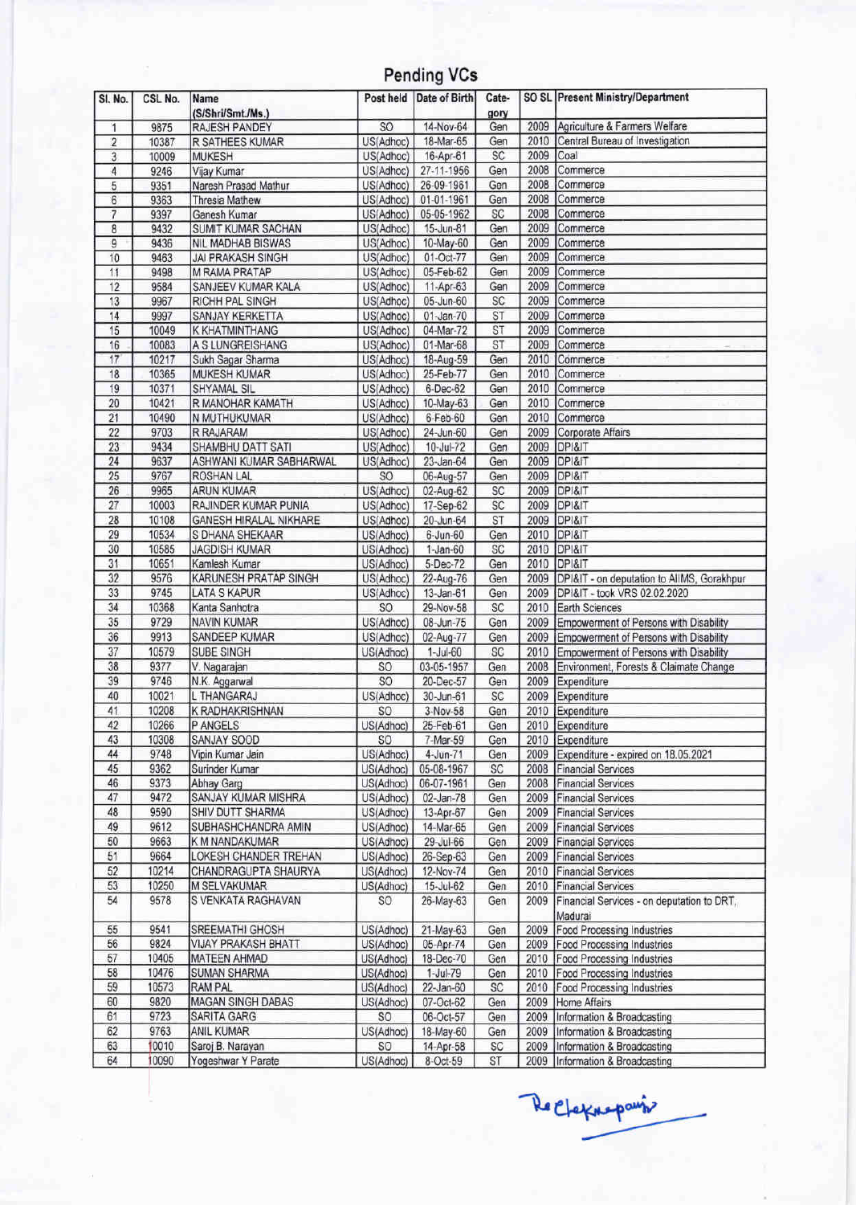# Pending VCs

| Sl. No. | CSL No. | Name (S/Shri/Smt./Ms.) | Post held | Date of Birth | Cate-gory | SO SL | Present Ministry/Department |
|---|---|---|---|---|---|---|---|
| 1 | 9875 | RAJESH PANDEY | SO | 14-Nov-64 | Gen | 2009 | Agriculture & Farmers Welfare |
| 2 | 10387 | R SATHEES KUMAR | US(Adhoc) | 18-Mar-65 | Gen | 2010 | Central Bureau of Investigation |
| 3 | 10009 | MUKESH | US(Adhoc) | 16-Apr-61 | SC | 2009 | Coal |
| 4 | 9246 | Vijay Kumar | US(Adhoc) | 27-11-1956 | Gen | 2008 | Commerce |
| 5 | 9351 | Naresh Prasad Mathur | US(Adhoc) | 26-09-1961 | Gen | 2008 | Commerce |
| 6 | 9363 | Thresia Mathew | US(Adhoc) | 01-01-1961 | Gen | 2008 | Commerce |
| 7 | 9397 | Ganesh Kumar | US(Adhoc) | 05-05-1962 | SC | 2008 | Commerce |
| 8 | 9432 | SUMIT KUMAR SACHAN | US(Adhoc) | 15-Jun-81 | Gen | 2009 | Commerce |
| 9 | 9436 | NIL MADHAB BISWAS | US(Adhoc) | 10-May-60 | Gen | 2009 | Commerce |
| 10 | 9463 | JAI PRAKASH SINGH | US(Adhoc) | 01-Oct-77 | Gen | 2009 | Commerce |
| 11 | 9498 | M RAMA PRATAP | US(Adhoc) | 05-Feb-62 | Gen | 2009 | Commerce |
| 12 | 9584 | SANJEEV KUMAR KALA | US(Adhoc) | 11-Apr-63 | Gen | 2009 | Commerce |
| 13 | 9967 | RICHH PAL SINGH | US(Adhoc) | 05-Jun-60 | SC | 2009 | Commerce |
| 14 | 9997 | SANJAY KERKETTA | US(Adhoc) | 01-Jan-70 | ST | 2009 | Commerce |
| 15 | 10049 | K KHATMINTHANG | US(Adhoc) | 04-Mar-72 | ST | 2009 | Commerce |
| 16 | 10083 | A S LUNGREISHANG | US(Adhoc) | 01-Mar-68 | ST | 2009 | Commerce |
| 17 | 10217 | Sukh Sagar Sharma | US(Adhoc) | 18-Aug-59 | Gen | 2010 | Commerce |
| 18 | 10365 | MUKESH KUMAR | US(Adhoc) | 25-Feb-77 | Gen | 2010 | Commerce |
| 19 | 10371 | SHYAMAL SIL | US(Adhoc) | 6-Dec-62 | Gen | 2010 | Commerce |
| 20 | 10421 | R MANOHAR KAMATH | US(Adhoc) | 10-May-63 | Gen | 2010 | Commerce |
| 21 | 10490 | N MUTHUKUMAR | US(Adhoc) | 6-Feb-60 | Gen | 2010 | Commerce |
| 22 | 9703 | R RAJARAM | US(Adhoc) | 24-Jun-60 | Gen | 2009 | Corporate Affairs |
| 23 | 9434 | SHAMBHU DATT SATI | US(Adhoc) | 10-Jul-72 | Gen | 2009 | DPI&IT |
| 24 | 9637 | ASHWANI KUMAR SABHARWAL | US(Adhoc) | 23-Jan-64 | Gen | 2009 | DPI&IT |
| 25 | 9767 | ROSHAN LAL | SO | 06-Aug-57 | Gen | 2009 | DPI&IT |
| 26 | 9965 | ARUN KUMAR | US(Adhoc) | 02-Aug-62 | SC | 2009 | DPI&IT |
| 27 | 10003 | RAJINDER KUMAR PUNIA | US(Adhoc) | 17-Sep-62 | SC | 2009 | DPI&IT |
| 28 | 10108 | GANESH HIRALAL NIKHARE | US(Adhoc) | 20-Jun-64 | ST | 2009 | DPI&IT |
| 29 | 10534 | S DHANA SHEKAAR | US(Adhoc) | 6-Jun-60 | Gen | 2010 | DPI&IT |
| 30 | 10585 | JAGDISH KUMAR | US(Adhoc) | 1-Jan-60 | SC | 2010 | DPI&IT |
| 31 | 10651 | Kamlesh Kumar | US(Adhoc) | 5-Dec-72 | Gen | 2010 | DPI&IT |
| 32 | 9576 | KARUNESH PRATAP SINGH | US(Adhoc) | 22-Aug-76 | Gen | 2009 | DPI&IT - on deputation to AIIMS, Gorakhpur |
| 33 | 9745 | LATA S KAPUR | US(Adhoc) | 13-Jan-61 | Gen | 2009 | DPI&IT - took VRS 02.02.2020 |
| 34 | 10368 | Kanta Sanhotra | SO | 29-Nov-58 | SC | 2010 | Earth Sciences |
| 35 | 9729 | NAVIN KUMAR | US(Adhoc) | 08-Jun-75 | Gen | 2009 | Empowerment of Persons with Disability |
| 36 | 9913 | SANDEEP KUMAR | US(Adhoc) | 02-Aug-77 | Gen | 2009 | Empowerment of Persons with Disability |
| 37 | 10579 | SUBE SINGH | US(Adhoc) | 1-Jul-60 | SC | 2010 | Empowerment of Persons with Disability |
| 38 | 9377 | V. Nagarajan | SO | 03-05-1957 | Gen | 2008 | Environment, Forests & Claimate Change |
| 39 | 9746 | N.K. Aggarwal | SO | 20-Dec-57 | Gen | 2009 | Expenditure |
| 40 | 10021 | L THANGARAJ | US(Adhoc) | 30-Jun-61 | SC | 2009 | Expenditure |
| 41 | 10208 | K RADHAKRISHNAN | SO | 3-Nov-58 | Gen | 2010 | Expenditure |
| 42 | 10266 | P ANGELS | US(Adhoc) | 25-Feb-61 | Gen | 2010 | Expenditure |
| 43 | 10308 | SANJAY SOOD | SO | 7-Mar-59 | Gen | 2010 | Expenditure |
| 44 | 9748 | Vipin Kumar Jain | US(Adhoc) | 4-Jun-71 | Gen | 2009 | Expenditure - expired on 18.05.2021 |
| 45 | 9362 | Surinder Kumar | US(Adhoc) | 05-08-1967 | SC | 2008 | Financial Services |
| 46 | 9373 | Abhay Garg | US(Adhoc) | 06-07-1961 | Gen | 2008 | Financial Services |
| 47 | 9472 | SANJAY KUMAR MISHRA | US(Adhoc) | 02-Jan-78 | Gen | 2009 | Financial Services |
| 48 | 9590 | SHIV DUTT SHARMA | US(Adhoc) | 13-Apr-67 | Gen | 2009 | Financial Services |
| 49 | 9612 | SUBHASHCHANDRA AMIN | US(Adhoc) | 14-Mar-65 | Gen | 2009 | Financial Services |
| 50 | 9663 | K M NANDAKUMAR | US(Adhoc) | 29-Jul-66 | Gen | 2009 | Financial Services |
| 51 | 9664 | LOKESH CHANDER TREHAN | US(Adhoc) | 26-Sep-63 | Gen | 2009 | Financial Services |
| 52 | 10214 | CHANDRAGUPTA SHAURYA | US(Adhoc) | 12-Nov-74 | Gen | 2010 | Financial Services |
| 53 | 10250 | M SELVAKUMAR | US(Adhoc) | 15-Jul-62 | Gen | 2010 | Financial Services |
| 54 | 9578 | S VENKATA RAGHAVAN | SO | 26-May-63 | Gen | 2009 | Financial Services - on deputation to DRT, Madurai |
| 55 | 9541 | SREEMATHI GHOSH | US(Adhoc) | 21-May-63 | Gen | 2009 | Food Processing Industries |
| 56 | 9824 | VIJAY PRAKASH BHATT | US(Adhoc) | 05-Apr-74 | Gen | 2009 | Food Processing Industries |
| 57 | 10405 | MATEEN AHMAD | US(Adhoc) | 18-Dec-70 | Gen | 2010 | Food Processing Industries |
| 58 | 10476 | SUMAN SHARMA | US(Adhoc) | 1-Jul-79 | Gen | 2010 | Food Processing Industries |
| 59 | 10573 | RAM PAL | US(Adhoc) | 22-Jan-60 | SC | 2010 | Food Processing Industries |
| 60 | 9820 | MAGAN SINGH DABAS | US(Adhoc) | 07-Oct-62 | Gen | 2009 | Home Affairs |
| 61 | 9723 | SARITA GARG | SO | 06-Oct-57 | Gen | 2009 | Information & Broadcasting |
| 62 | 9763 | ANIL KUMAR | US(Adhoc) | 18-May-60 | Gen | 2009 | Information & Broadcasting |
| 63 | 10010 | Saroj B. Narayan | SO | 14-Apr-58 | SC | 2009 | Information & Broadcasting |
| 64 | 10090 | Yogeshwar Y Parate | US(Adhoc) | 8-Oct-59 | ST | 2009 | Information & Broadcasting |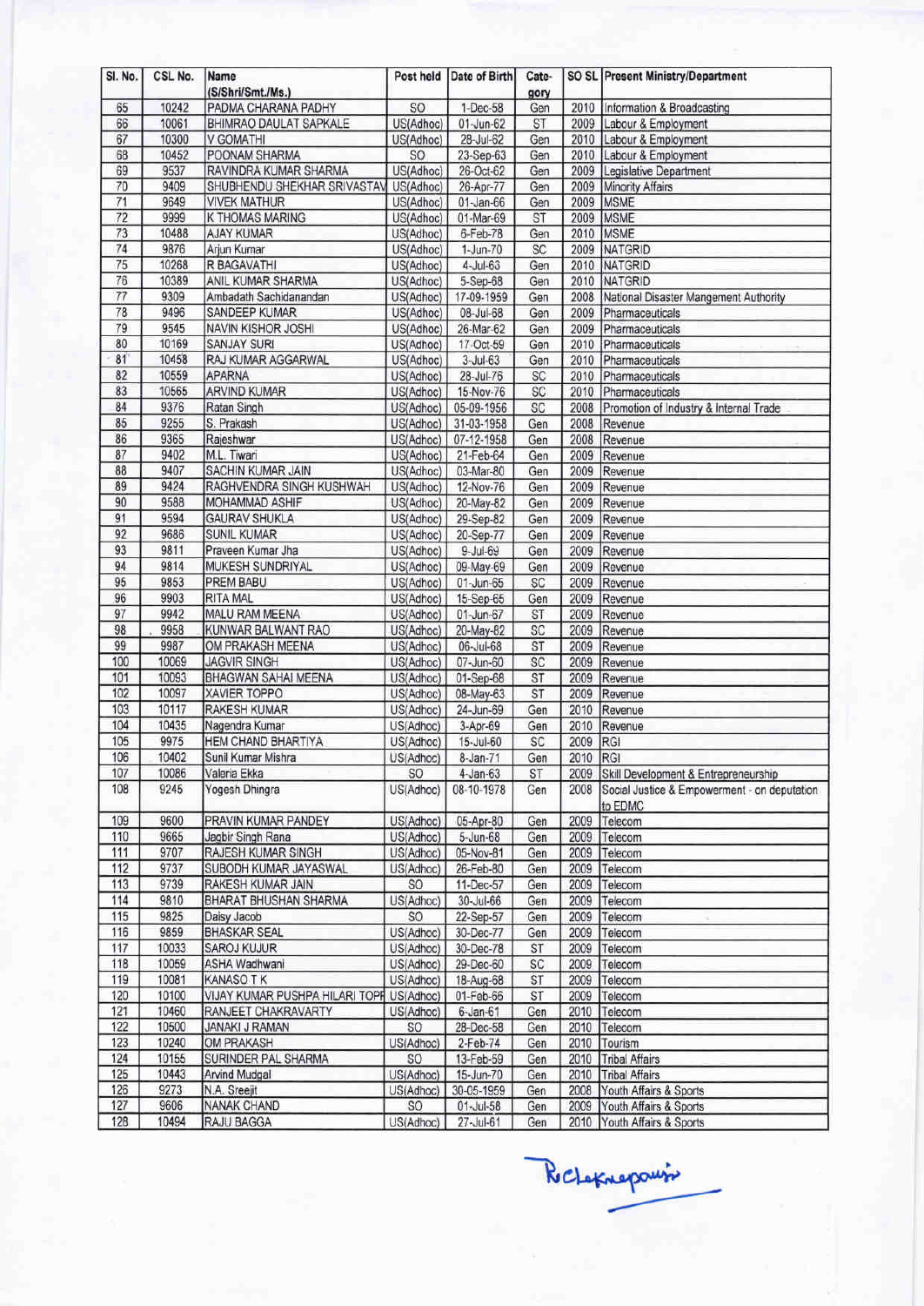| Sl. No. | CSL No. | Name (S/Shri/Smt./Ms.) | Post held | Date of Birth | Cate-gory | SO SL | Present Ministry/Department |
|---|---|---|---|---|---|---|---|
| 65 | 10242 | PADMA CHARANA PADHY | SO | 1-Dec-58 | Gen | 2010 | Information & Broadcasting |
| 66 | 10061 | BHIMRAO DAULAT SAPKALE | US(Adhoc) | 01-Jun-62 | ST | 2009 | Labour & Employment |
| 67 | 10300 | V GOMATHI | US(Adhoc) | 28-Jul-62 | Gen | 2010 | Labour & Employment |
| 68 | 10452 | POONAM SHARMA | SO | 23-Sep-63 | Gen | 2010 | Labour & Employment |
| 69 | 9537 | RAVINDRA KUMAR SHARMA | US(Adhoc) | 26-Oct-62 | Gen | 2009 | Legislative Department |
| 70 | 9409 | SHUBHENDU SHEKHAR SRIVASTAV | US(Adhoc) | 26-Apr-77 | Gen | 2009 | Minority Affairs |
| 71 | 9649 | VIVEK MATHUR | US(Adhoc) | 01-Jan-66 | Gen | 2009 | MSME |
| 72 | 9999 | K THOMAS MARING | US(Adhoc) | 01-Mar-69 | ST | 2009 | MSME |
| 73 | 10488 | AJAY KUMAR | US(Adhoc) | 6-Feb-78 | Gen | 2010 | MSME |
| 74 | 9876 | Arjun Kumar | US(Adhoc) | 1-Jun-70 | SC | 2009 | NATGRID |
| 75 | 10268 | R BAGAVATHI | US(Adhoc) | 4-Jul-63 | Gen | 2010 | NATGRID |
| 76 | 10389 | ANIL KUMAR SHARMA | US(Adhoc) | 5-Sep-68 | Gen | 2010 | NATGRID |
| 77 | 9309 | Ambadath Sachidanandan | US(Adhoc) | 17-09-1959 | Gen | 2008 | National Disaster Mangement Authority |
| 78 | 9496 | SANDEEP KUMAR | US(Adhoc) | 08-Jul-68 | Gen | 2009 | Pharmaceuticals |
| 79 | 9545 | NAVIN KISHOR JOSHI | US(Adhoc) | 26-Mar-62 | Gen | 2009 | Pharmaceuticals |
| 80 | 10169 | SANJAY SURI | US(Adhoc) | 17-Oct-59 | Gen | 2010 | Pharmaceuticals |
| 81 | 10458 | RAJ KUMAR AGGARWAL | US(Adhoc) | 3-Jul-63 | Gen | 2010 | Pharmaceuticals |
| 82 | 10559 | APARNA | US(Adhoc) | 28-Jul-76 | SC | 2010 | Pharmaceuticals |
| 83 | 10565 | ARVIND KUMAR | US(Adhoc) | 15-Nov-76 | SC | 2010 | Pharmaceuticals |
| 84 | 9376 | Ratan Singh | US(Adhoc) | 05-09-1956 | SC | 2008 | Promotion of Industry & Internal Trade |
| 85 | 9255 | S. Prakash | US(Adhoc) | 31-03-1958 | Gen | 2008 | Revenue |
| 86 | 9365 | Rajeshwar | US(Adhoc) | 07-12-1958 | Gen | 2008 | Revenue |
| 87 | 9402 | M.L. Tiwari | US(Adhoc) | 21-Feb-64 | Gen | 2009 | Revenue |
| 88 | 9407 | SACHIN KUMAR JAIN | US(Adhoc) | 03-Mar-80 | Gen | 2009 | Revenue |
| 89 | 9424 | RAGHVENDRA SINGH KUSHWAH | US(Adhoc) | 12-Nov-76 | Gen | 2009 | Revenue |
| 90 | 9588 | MOHAMMAD ASHIF | US(Adhoc) | 20-May-82 | Gen | 2009 | Revenue |
| 91 | 9594 | GAURAV SHUKLA | US(Adhoc) | 29-Sep-82 | Gen | 2009 | Revenue |
| 92 | 9686 | SUNIL KUMAR | US(Adhoc) | 20-Sep-77 | Gen | 2009 | Revenue |
| 93 | 9811 | Praveen Kumar Jha | US(Adhoc) | 9-Jul-69 | Gen | 2009 | Revenue |
| 94 | 9814 | MUKESH SUNDRIYAL | US(Adhoc) | 09-May-69 | Gen | 2009 | Revenue |
| 95 | 9853 | PREM BABU | US(Adhoc) | 01-Jun-65 | SC | 2009 | Revenue |
| 96 | 9903 | RITA MAL | US(Adhoc) | 15-Sep-65 | Gen | 2009 | Revenue |
| 97 | 9942 | MALU RAM MEENA | US(Adhoc) | 01-Jun-67 | ST | 2009 | Revenue |
| 98 | 9958 | KUNWAR BALWANT RAO | US(Adhoc) | 20-May-82 | SC | 2009 | Revenue |
| 99 | 9987 | OM PRAKASH MEENA | US(Adhoc) | 06-Jul-68 | ST | 2009 | Revenue |
| 100 | 10069 | JAGVIR SINGH | US(Adhoc) | 07-Jun-60 | SC | 2009 | Revenue |
| 101 | 10093 | BHAGWAN SAHAI MEENA | US(Adhoc) | 01-Sep-68 | ST | 2009 | Revenue |
| 102 | 10097 | XAVIER TOPPO | US(Adhoc) | 08-May-63 | ST | 2009 | Revenue |
| 103 | 10117 | RAKESH KUMAR | US(Adhoc) | 24-Jun-69 | Gen | 2010 | Revenue |
| 104 | 10435 | Nagendra Kumar | US(Adhoc) | 3-Apr-69 | Gen | 2010 | Revenue |
| 105 | 9975 | HEM CHAND BHARTIYA | US(Adhoc) | 15-Jul-60 | SC | 2009 | RGI |
| 106 | 10402 | Sunil Kumar Mishra | US(Adhoc) | 8-Jan-71 | Gen | 2010 | RGI |
| 107 | 10086 | Valeria Ekka | SO | 4-Jan-63 | ST | 2009 | Skill Development & Entrepreneurship |
| 108 | 9245 | Yogesh Dhingra | US(Adhoc) | 08-10-1978 | Gen | 2008 | Social Justice & Empowerment - on deputation to EDMC |
| 109 | 9600 | PRAVIN KUMAR PANDEY | US(Adhoc) | 05-Apr-80 | Gen | 2009 | Telecom |
| 110 | 9665 | Jagbir Singh Rana | US(Adhoc) | 5-Jun-68 | Gen | 2009 | Telecom |
| 111 | 9707 | RAJESH KUMAR SINGH | US(Adhoc) | 05-Nov-81 | Gen | 2009 | Telecom |
| 112 | 9737 | SUBODH KUMAR JAYASWAL | US(Adhoc) | 26-Feb-80 | Gen | 2009 | Telecom |
| 113 | 9739 | RAKESH KUMAR JAIN | SO | 11-Dec-57 | Gen | 2009 | Telecom |
| 114 | 9810 | BHARAT BHUSHAN SHARMA | US(Adhoc) | 30-Jul-66 | Gen | 2009 | Telecom |
| 115 | 9825 | Daisy Jacob | SO | 22-Sep-57 | Gen | 2009 | Telecom |
| 116 | 9859 | BHASKAR SEAL | US(Adhoc) | 30-Dec-77 | Gen | 2009 | Telecom |
| 117 | 10033 | SAROJ KUJUR | US(Adhoc) | 30-Dec-78 | ST | 2009 | Telecom |
| 118 | 10059 | ASHA Wadhwani | US(Adhoc) | 29-Dec-60 | SC | 2009 | Telecom |
| 119 | 10081 | KANASO T K | US(Adhoc) | 18-Aug-68 | ST | 2009 | Telecom |
| 120 | 10100 | VIJAY KUMAR PUSHPA HILARI TOPF | US(Adhoc) | 01-Feb-66 | ST | 2009 | Telecom |
| 121 | 10460 | RANJEET CHAKRAVARTY | US(Adhoc) | 6-Jan-61 | Gen | 2010 | Telecom |
| 122 | 10500 | JANAKI J RAMAN | SO | 28-Dec-58 | Gen | 2010 | Telecom |
| 123 | 10240 | OM PRAKASH | US(Adhoc) | 2-Feb-74 | Gen | 2010 | Tourism |
| 124 | 10155 | SURINDER PAL SHARMA | SO | 13-Feb-59 | Gen | 2010 | Tribal Affairs |
| 125 | 10443 | Arvind Mudgal | US(Adhoc) | 15-Jun-70 | Gen | 2010 | Tribal Affairs |
| 126 | 9273 | N.A. Sreejit | US(Adhoc) | 30-05-1959 | Gen | 2008 | Youth Affairs & Sports |
| 127 | 9606 | NANAK CHAND | SO | 01-Jul-58 | Gen | 2009 | Youth Affairs & Sports |
| 128 | 10494 | RAJU BAGGA | US(Adhoc) | 27-Jul-61 | Gen | 2010 | Youth Affairs & Sports |